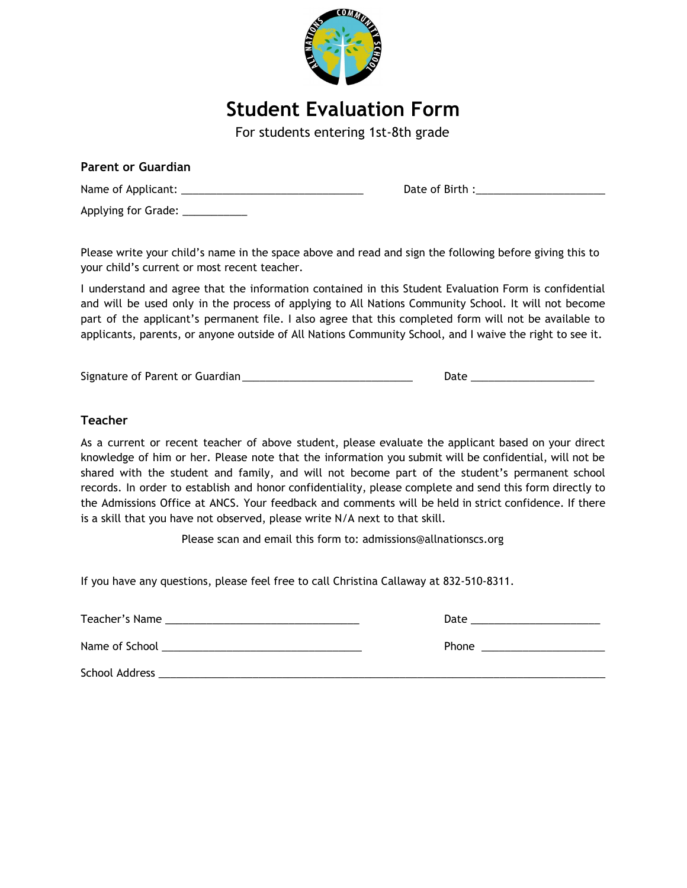# Student Evaluation Form

For students entering 1st-8th grade

### Parent or Guardian

Name of Applicant: ______________________________ Date of Birth :_____________________

Applying for Grade: ___________

Please write your child's name in the space above and read and sign the following before giving this to your child's current or most recent teacher.

I understand and agree that the information contained in this Student Evaluation Form is confidential and will be used only in the process of applying to All Nations Community School. It will not become part of the applicant's permanent file. I also agree that this completed form will not be available to applicants, parents, or anyone outside of All Nations Community School, and I waive the right to see it.

Signature of Parent or Guardian ____________________________ Date ____________________

### Teacher

As a current or recent teacher of above student, please evaluate the applicant based on your direct knowledge of him or her. Please note that the information you submit will be confidential, will not be shared with the student and family, and will not become part of the student's permanent school records. In order to establish and honor confidentiality, please complete and send this form directly to the Admissions Office at ANCS. Your feedback and comments will be held in strict confidence. If there is a skill that you have not observed, please write N/A next to that skill.

Please scan and email this form to: admissions@allnationscs.org

If you have any questions, please feel free to call Christina Callaway at 832-510-8311.

Teacher's Name ________________________________ Date _____________________

Name of School ________________________________ Phone ____________________

School Address __________________________________________________________________________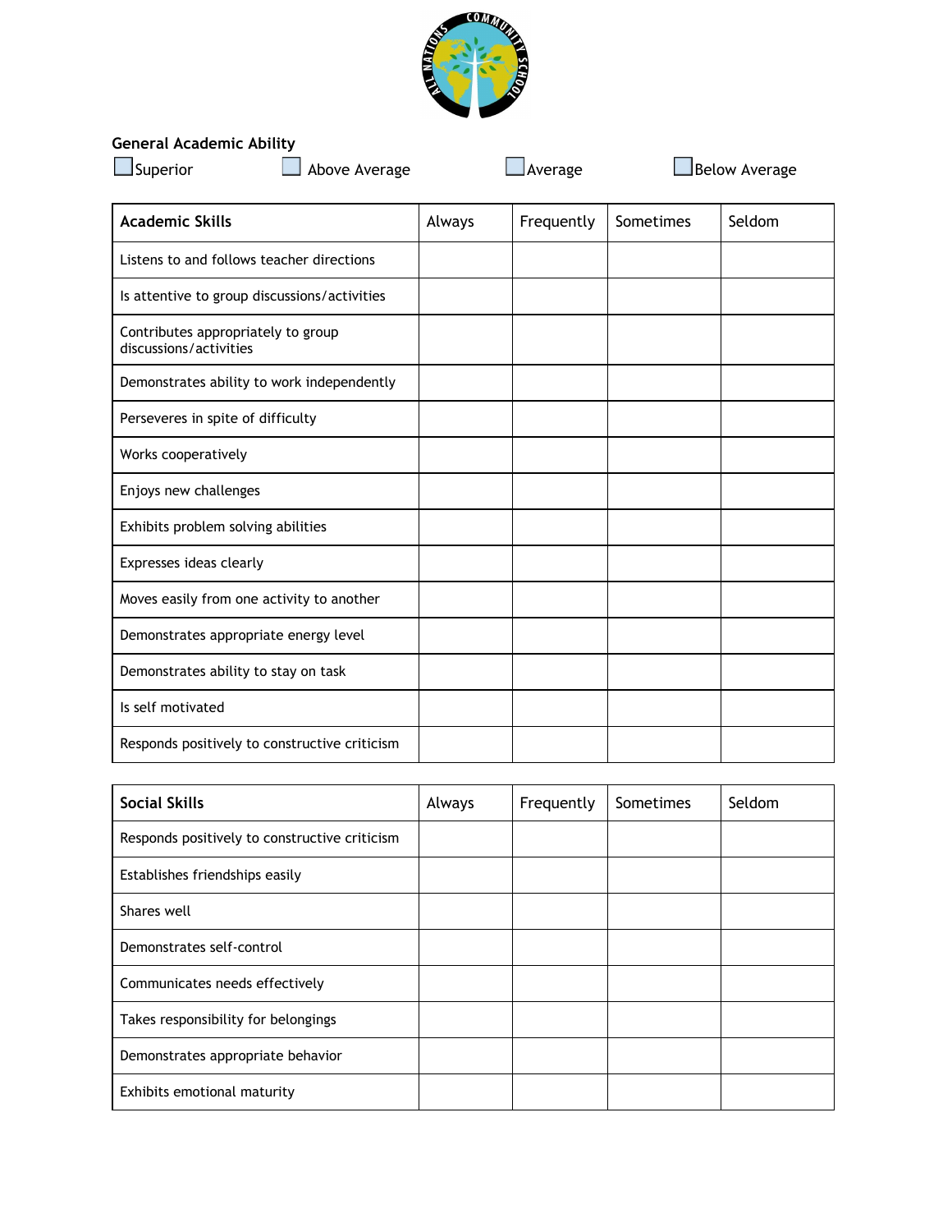**General Academic Ability**

☐ Superior ☐ Above Average ☐ Average ☐ Below Average

| Academic Skills | Always | Frequently | Sometimes | Seldom |
|---|---|---|---|---|
| Listens to and follows teacher directions | | | | |
| Is attentive to group discussions/activities | | | | |
| Contributes appropriately to group discussions/activities | | | | |
| Demonstrates ability to work independently | | | | |
| Perseveres in spite of difficulty | | | | |
| Works cooperatively | | | | |
| Enjoys new challenges | | | | |
| Exhibits problem solving abilities | | | | |
| Expresses ideas clearly | | | | |
| Moves easily from one activity to another | | | | |
| Demonstrates appropriate energy level | | | | |
| Demonstrates ability to stay on task | | | | |
| Is self motivated | | | | |
| Responds positively to constructive criticism | | | | |

| Social Skills | Always | Frequently | Sometimes | Seldom |
|---|---|---|---|---|
| Responds positively to constructive criticism | | | | |
| Establishes friendships easily | | | | |
| Shares well | | | | |
| Demonstrates self-control | | | | |
| Communicates needs effectively | | | | |
| Takes responsibility for belongings | | | | |
| Demonstrates appropriate behavior | | | | |
| Exhibits emotional maturity | | | | |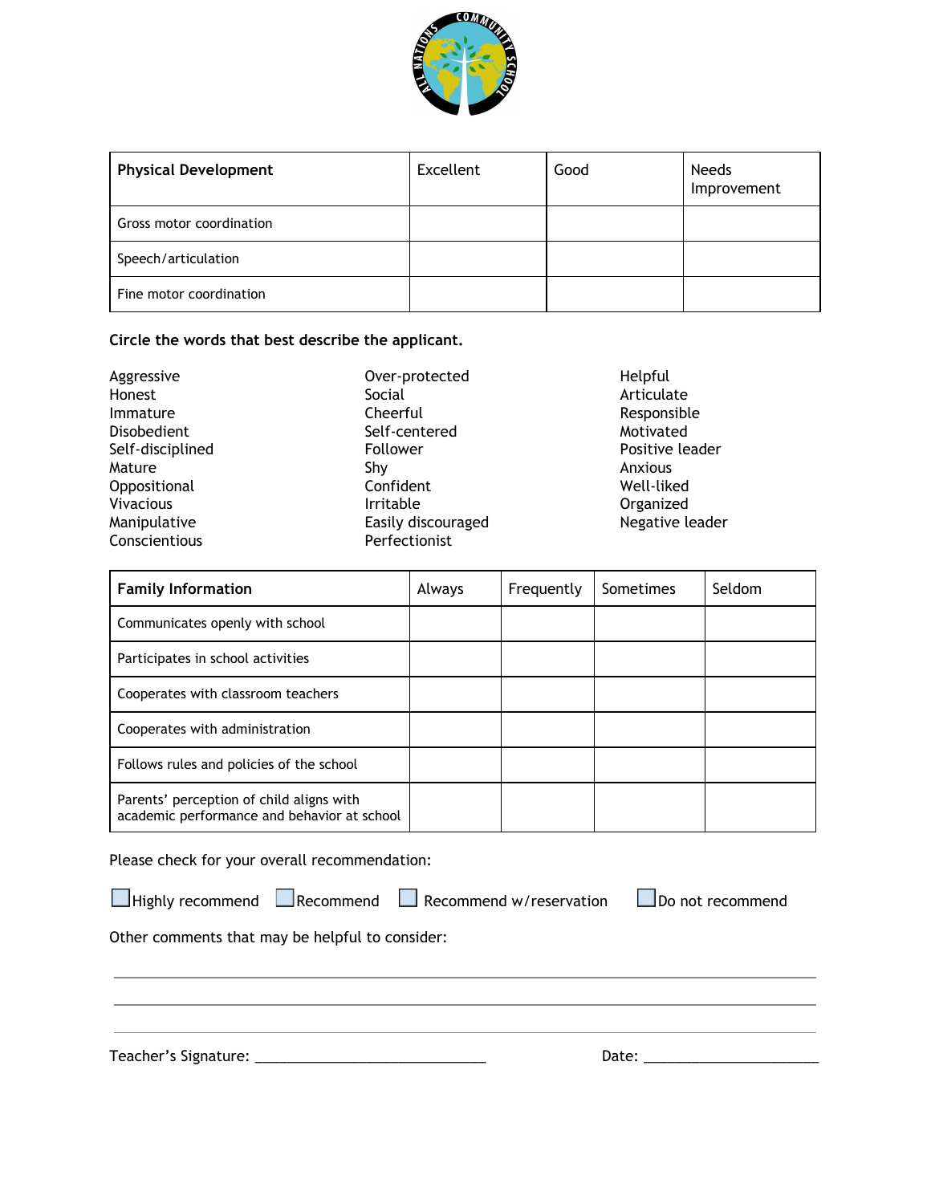| **Physical Development** | Excellent | Good | Needs Improvement |
|---|---|---|---|
| Gross motor coordination | | | |
| Speech/articulation | | | |
| Fine motor coordination | | | |

**Circle the words that best describe the applicant.**

Aggressive
Honest
Immature
Disobedient
Self-disciplined
Mature
Oppositional
Vivacious
Manipulative
Conscientious

Over-protected
Social
Cheerful
Self-centered
Follower
Shy
Confident
Irritable
Easily discouraged
Perfectionist

Helpful
Articulate
Responsible
Motivated
Positive leader
Anxious
Well-liked
Organized
Negative leader

| **Family Information** | Always | Frequently | Sometimes | Seldom |
|---|---|---|---|---|
| Communicates openly with school | | | | |
| Participates in school activities | | | | |
| Cooperates with classroom teachers | | | | |
| Cooperates with administration | | | | |
| Follows rules and policies of the school | | | | |
| Parents' perception of child aligns with academic performance and behavior at school | | | | |

Please check for your overall recommendation:

☐ Highly recommend ☐ Recommend ☐ Recommend w/reservation ☐ Do not recommend

Other comments that may be helpful to consider:

\_\_\_\_\_\_\_\_\_\_\_\_\_\_\_\_\_\_\_\_\_\_\_\_\_\_\_\_\_\_\_\_\_\_\_\_\_\_\_\_\_\_\_\_\_\_\_\_\_\_\_\_\_\_\_\_\_\_\_\_\_\_\_\_\_\_\_\_\_\_

\_\_\_\_\_\_\_\_\_\_\_\_\_\_\_\_\_\_\_\_\_\_\_\_\_\_\_\_\_\_\_\_\_\_\_\_\_\_\_\_\_\_\_\_\_\_\_\_\_\_\_\_\_\_\_\_\_\_\_\_\_\_\_\_\_\_\_\_\_\_

\_\_\_\_\_\_\_\_\_\_\_\_\_\_\_\_\_\_\_\_\_\_\_\_\_\_\_\_\_\_\_\_\_\_\_\_\_\_\_\_\_\_\_\_\_\_\_\_\_\_\_\_\_\_\_\_\_\_\_\_\_\_\_\_\_\_\_\_\_\_

Teacher's Signature: \_\_\_\_\_\_\_\_\_\_\_\_\_\_\_\_\_\_\_\_\_\_\_\_\_\_\_\_\_\_ Date: \_\_\_\_\_\_\_\_\_\_\_\_\_\_\_\_\_\_\_\_\_\_